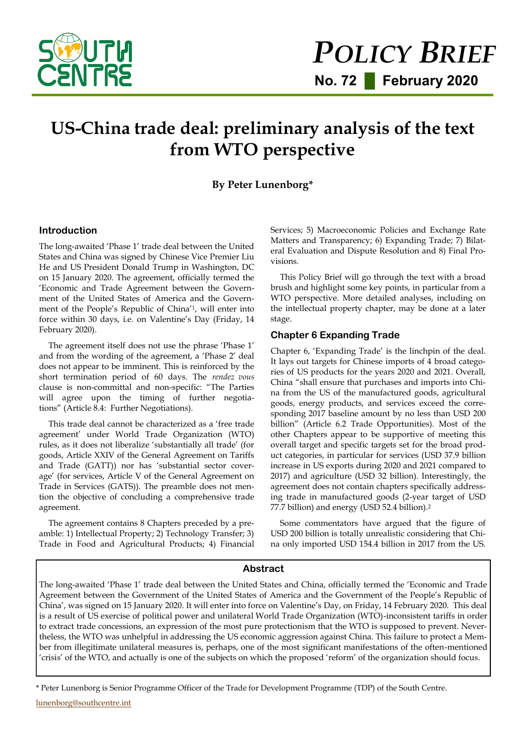SOUTH CENTRE

# POLICY BRIEF

**No. 72 February 2020**

# US-China trade deal: preliminary analysis of the text from WTO perspective

**By Peter Lunenborg***

## Abstract

The long-awaited 'Phase 1' trade deal between the United States and China, officially termed the 'Economic and Trade Agreement between the Government of the United States of America and the Government of the People's Republic of China', was signed on 15 January 2020. It will enter into force on Valentine's Day, on Friday, 14 February 2020. This deal is a result of US exercise of political power and unilateral World Trade Organization (WTO)-inconsistent tariffs in order to extract trade concessions, an expression of the most pure protectionism that the WTO is supposed to prevent. Nevertheless, the WTO was unhelpful in addressing the US economic aggression against China. This failure to protect a Member from illegitimate unilateral measures is, perhaps, one of the most significant manifestations of the often-mentioned 'crisis' of the WTO, and actually is one of the subjects on which the proposed 'reform' of the organization should focus.

### Introduction

The long-awaited 'Phase 1' trade deal between the United States and China was signed by Chinese Vice Premier Liu He and US President Donald Trump in Washington, DC on 15 January 2020. The agreement, officially termed the 'Economic and Trade Agreement between the Government of the United States of America and the Government of the People's Republic of China'[1], will enter into force within 30 days, i.e. on Valentine's Day (Friday, 14 February 2020).

The agreement itself does not use the phrase 'Phase 1' and from the wording of the agreement, a 'Phase 2' deal does not appear to be imminent. This is reinforced by the short termination period of 60 days. The *rendez vous* clause is non-committal and non-specific: "The Parties will agree upon the timing of further negotiations" (Article 8.4: Further Negotiations).

This trade deal cannot be characterized as a 'free trade agreement' under World Trade Organization (WTO) rules, as it does not liberalize 'substantially all trade' (for goods, Article XXIV of the General Agreement on Tariffs and Trade (GATT)) nor has 'substantial sector coverage' (for services, Article V of the General Agreement on Trade in Services (GATS)). The preamble does not mention the objective of concluding a comprehensive trade agreement.

The agreement contains 8 Chapters preceded by a preamble: 1) Intellectual Property; 2) Technology Transfer; 3) Trade in Food and Agricultural Products; 4) Financial Services; 5) Macroeconomic Policies and Exchange Rate Matters and Transparency; 6) Expanding Trade; 7) Bilateral Evaluation and Dispute Resolution and 8) Final Provisions.

This Policy Brief will go through the text with a broad brush and highlight some key points, in particular from a WTO perspective. More detailed analyses, including on the intellectual property chapter, may be done at a later stage.

### Chapter 6 Expanding Trade

Chapter 6, 'Expanding Trade' is the linchpin of the deal. It lays out targets for Chinese imports of 4 broad categories of US products for the years 2020 and 2021. Overall, China "shall ensure that purchases and imports into China from the US of the manufactured goods, agricultural goods, energy products, and services exceed the corresponding 2017 baseline amount by no less than USD 200 billion" (Article 6.2 Trade Opportunities). Most of the other Chapters appear to be supportive of meeting this overall target and specific targets set for the broad product categories, in particular for services (USD 37.9 billion increase in US exports during 2020 and 2021 compared to 2017) and agriculture (USD 32 billion). Interestingly, the agreement does not contain chapters specifically addressing trade in manufactured goods (2-year target of USD 77.7 billion) and energy (USD 52.4 billion).[2]

Some commentators have argued that the figure of USD 200 billion is totally unrealistic considering that China only imported USD 154.4 billion in 2017 from the US.

\* Peter Lunenborg is Senior Programme Officer of the Trade for Development Programme (TDP) of the South Centre.

lunenborg@southcentre.int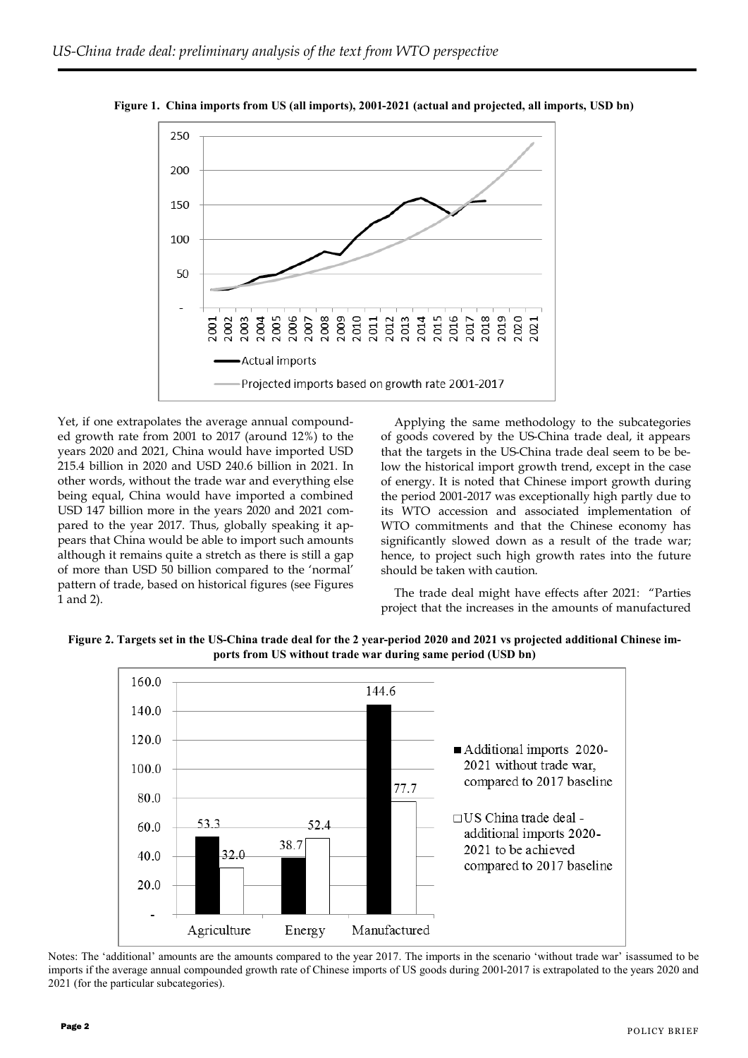**Figure 1. China imports from US (all imports), 2001-2021 (actual and projected, all imports, USD bn)**

Yet, if one extrapolates the average annual compounded growth rate from 2001 to 2017 (around 12%) to the years 2020 and 2021, China would have imported USD 215.4 billion in 2020 and USD 240.6 billion in 2021. In other words, without the trade war and everything else being equal, China would have imported a combined USD 147 billion more in the years 2020 and 2021 compared to the year 2017. Thus, globally speaking it appears that China would be able to import such amounts although it remains quite a stretch as there is still a gap of more than USD 50 billion compared to the 'normal' pattern of trade, based on historical figures (see Figures 1 and 2).

Applying the same methodology to the subcategories of goods covered by the US-China trade deal, it appears that the targets in the US-China trade deal seem to be below the historical import growth trend, except in the case of energy. It is noted that Chinese import growth during the period 2001-2017 was exceptionally high partly due to its WTO accession and associated implementation of WTO commitments and that the Chinese economy has significantly slowed down as a result of the trade war; hence, to project such high growth rates into the future should be taken with caution.

The trade deal might have effects after 2021: "Parties project that the increases in the amounts of manufactured

**Figure 2. Targets set in the US-China trade deal for the 2 year-period 2020 and 2021 vs projected additional Chinese imports from US without trade war during same period (USD bn)**

| | Agriculture | Energy | Manufactured |
|---|---|---|---|
| Additional imports 2020-2021 without trade war, compared to 2017 baseline | 53.3 | 38.7 | 144.6 |
| US China trade deal - additional imports 2020-2021 to be achieved compared to 2017 baseline | 32.0 | 52.4 | 77.7 |

Notes: The 'additional' amounts are the amounts compared to the year 2017. The imports in the scenario 'without trade war' isassumed to be imports if the average annual compounded growth rate of Chinese imports of US goods during 2001-2017 is extrapolated to the years 2020 and 2021 (for the particular subcategories).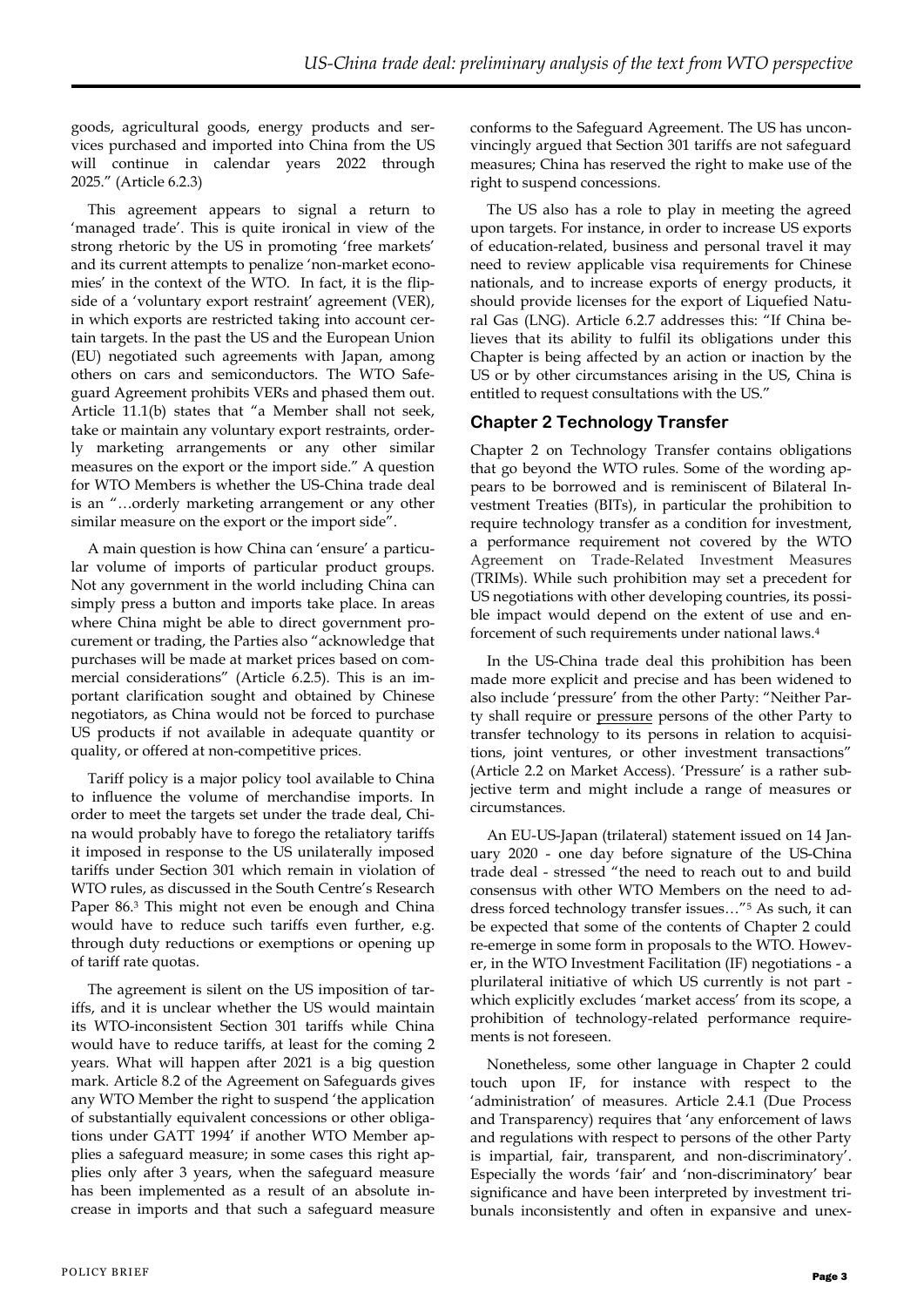goods, agricultural goods, energy products and services purchased and imported into China from the US will continue in calendar years 2022 through 2025." (Article 6.2.3)

This agreement appears to signal a return to 'managed trade'. This is quite ironical in view of the strong rhetoric by the US in promoting 'free markets' and its current attempts to penalize 'non-market economies' in the context of the WTO. In fact, it is the flipside of a 'voluntary export restraint' agreement (VER), in which exports are restricted taking into account certain targets. In the past the US and the European Union (EU) negotiated such agreements with Japan, among others on cars and semiconductors. The WTO Safeguard Agreement prohibits VERs and phased them out. Article 11.1(b) states that "a Member shall not seek, take or maintain any voluntary export restraints, orderly marketing arrangements or any other similar measures on the export or the import side." A question for WTO Members is whether the US-China trade deal is an "…orderly marketing arrangement or any other similar measure on the export or the import side".

A main question is how China can 'ensure' a particular volume of imports of particular product groups. Not any government in the world including China can simply press a button and imports take place. In areas where China might be able to direct government procurement or trading, the Parties also "acknowledge that purchases will be made at market prices based on commercial considerations" (Article 6.2.5). This is an important clarification sought and obtained by Chinese negotiators, as China would not be forced to purchase US products if not available in adequate quantity or quality, or offered at non-competitive prices.

Tariff policy is a major policy tool available to China to influence the volume of merchandise imports. In order to meet the targets set under the trade deal, China would probably have to forego the retaliatory tariffs it imposed in response to the US unilaterally imposed tariffs under Section 301 which remain in violation of WTO rules, as discussed in the South Centre's Research Paper 86.[3] This might not even be enough and China would have to reduce such tariffs even further, e.g. through duty reductions or exemptions or opening up of tariff rate quotas.

The agreement is silent on the US imposition of tariffs, and it is unclear whether the US would maintain its WTO-inconsistent Section 301 tariffs while China would have to reduce tariffs, at least for the coming 2 years. What will happen after 2021 is a big question mark. Article 8.2 of the Agreement on Safeguards gives any WTO Member the right to suspend 'the application of substantially equivalent concessions or other obligations under GATT 1994' if another WTO Member applies a safeguard measure; in some cases this right applies only after 3 years, when the safeguard measure has been implemented as a result of an absolute increase in imports and that such a safeguard measure conforms to the Safeguard Agreement. The US has unconvincingly argued that Section 301 tariffs are not safeguard measures; China has reserved the right to make use of the right to suspend concessions.

The US also has a role to play in meeting the agreed upon targets. For instance, in order to increase US exports of education-related, business and personal travel it may need to review applicable visa requirements for Chinese nationals, and to increase exports of energy products, it should provide licenses for the export of Liquefied Natural Gas (LNG). Article 6.2.7 addresses this: "If China believes that its ability to fulfil its obligations under this Chapter is being affected by an action or inaction by the US or by other circumstances arising in the US, China is entitled to request consultations with the US."

## Chapter 2 Technology Transfer

Chapter 2 on Technology Transfer contains obligations that go beyond the WTO rules. Some of the wording appears to be borrowed and is reminiscent of Bilateral Investment Treaties (BITs), in particular the prohibition to require technology transfer as a condition for investment, a performance requirement not covered by the WTO Agreement on Trade-Related Investment Measures (TRIMs). While such prohibition may set a precedent for US negotiations with other developing countries, its possible impact would depend on the extent of use and enforcement of such requirements under national laws.[4]

In the US-China trade deal this prohibition has been made more explicit and precise and has been widened to also include 'pressure' from the other Party: "Neither Party shall require or pressure persons of the other Party to transfer technology to its persons in relation to acquisitions, joint ventures, or other investment transactions" (Article 2.2 on Market Access). 'Pressure' is a rather subjective term and might include a range of measures or circumstances.

An EU-US-Japan (trilateral) statement issued on 14 January 2020 - one day before signature of the US-China trade deal - stressed "the need to reach out to and build consensus with other WTO Members on the need to address forced technology transfer issues…"[5] As such, it can be expected that some of the contents of Chapter 2 could re-emerge in some form in proposals to the WTO. However, in the WTO Investment Facilitation (IF) negotiations - a plurilateral initiative of which US currently is not part - which explicitly excludes 'market access' from its scope, a prohibition of technology-related performance requirements is not foreseen.

Nonetheless, some other language in Chapter 2 could touch upon IF, for instance with respect to the 'administration' of measures. Article 2.4.1 (Due Process and Transparency) requires that 'any enforcement of laws and regulations with respect to persons of the other Party is impartial, fair, transparent, and non-discriminatory'. Especially the words 'fair' and 'non-discriminatory' bear significance and have been interpreted by investment tribunals inconsistently and often in expansive and unex-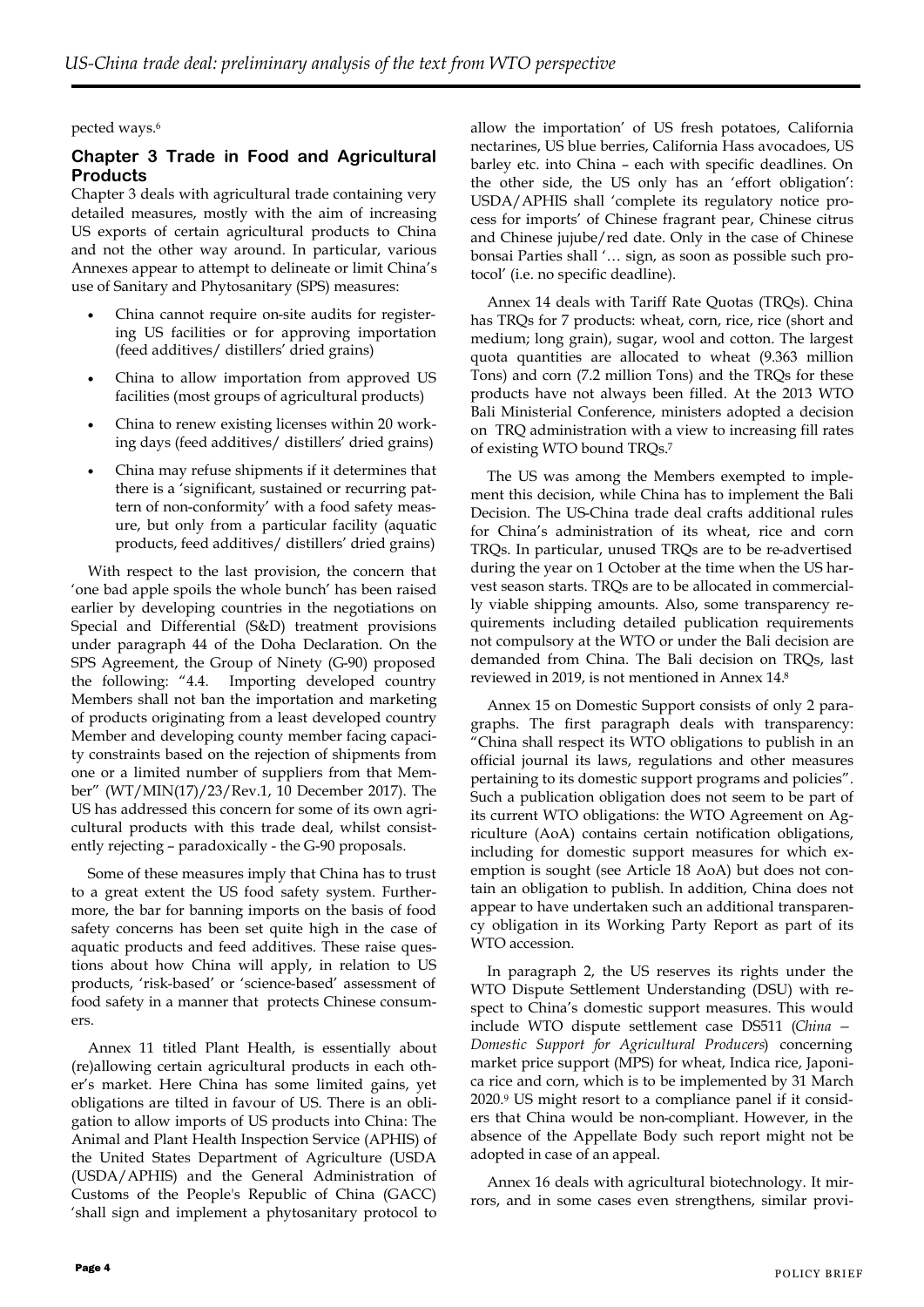pected ways.[6]

## Chapter 3 Trade in Food and Agricultural Products

Chapter 3 deals with agricultural trade containing very detailed measures, mostly with the aim of increasing US exports of certain agricultural products to China and not the other way around. In particular, various Annexes appear to attempt to delineate or limit China's use of Sanitary and Phytosanitary (SPS) measures:

- China cannot require on-site audits for registering US facilities or for approving importation (feed additives/ distillers' dried grains)
- China to allow importation from approved US facilities (most groups of agricultural products)
- China to renew existing licenses within 20 working days (feed additives/ distillers' dried grains)
- China may refuse shipments if it determines that there is a 'significant, sustained or recurring pattern of non-conformity' with a food safety measure, but only from a particular facility (aquatic products, feed additives/ distillers' dried grains)

With respect to the last provision, the concern that 'one bad apple spoils the whole bunch' has been raised earlier by developing countries in the negotiations on Special and Differential (S&D) treatment provisions under paragraph 44 of the Doha Declaration. On the SPS Agreement, the Group of Ninety (G-90) proposed the following: "4.4. Importing developed country Members shall not ban the importation and marketing of products originating from a least developed country Member and developing county member facing capacity constraints based on the rejection of shipments from one or a limited number of suppliers from that Member" (WT/MIN(17)/23/Rev.1, 10 December 2017). The US has addressed this concern for some of its own agricultural products with this trade deal, whilst consistently rejecting – paradoxically - the G-90 proposals.

Some of these measures imply that China has to trust to a great extent the US food safety system. Furthermore, the bar for banning imports on the basis of food safety concerns has been set quite high in the case of aquatic products and feed additives. These raise questions about how China will apply, in relation to US products, 'risk-based' or 'science-based' assessment of food safety in a manner that protects Chinese consumers.

Annex 11 titled Plant Health, is essentially about (re)allowing certain agricultural products in each other's market. Here China has some limited gains, yet obligations are tilted in favour of US. There is an obligation to allow imports of US products into China: The Animal and Plant Health Inspection Service (APHIS) of the United States Department of Agriculture (USDA (USDA/APHIS) and the General Administration of Customs of the People's Republic of China (GACC) 'shall sign and implement a phytosanitary protocol to allow the importation' of US fresh potatoes, California nectarines, US blue berries, California Hass avocadoes, US barley etc. into China – each with specific deadlines. On the other side, the US only has an 'effort obligation': USDA/APHIS shall 'complete its regulatory notice process for imports' of Chinese fragrant pear, Chinese citrus and Chinese jujube/red date. Only in the case of Chinese bonsai Parties shall '… sign, as soon as possible such protocol' (i.e. no specific deadline).

Annex 14 deals with Tariff Rate Quotas (TRQs). China has TRQs for 7 products: wheat, corn, rice, rice (short and medium; long grain), sugar, wool and cotton. The largest quota quantities are allocated to wheat (9.363 million Tons) and corn (7.2 million Tons) and the TRQs for these products have not always been filled. At the 2013 WTO Bali Ministerial Conference, ministers adopted a decision on TRQ administration with a view to increasing fill rates of existing WTO bound TRQs.[7]

The US was among the Members exempted to implement this decision, while China has to implement the Bali Decision. The US-China trade deal crafts additional rules for China's administration of its wheat, rice and corn TRQs. In particular, unused TRQs are to be re-advertised during the year on 1 October at the time when the US harvest season starts. TRQs are to be allocated in commercially viable shipping amounts. Also, some transparency requirements including detailed publication requirements not compulsory at the WTO or under the Bali decision are demanded from China. The Bali decision on TRQs, last reviewed in 2019, is not mentioned in Annex 14.[8]

Annex 15 on Domestic Support consists of only 2 paragraphs. The first paragraph deals with transparency: "China shall respect its WTO obligations to publish in an official journal its laws, regulations and other measures pertaining to its domestic support programs and policies". Such a publication obligation does not seem to be part of its current WTO obligations: the WTO Agreement on Agriculture (AoA) contains certain notification obligations, including for domestic support measures for which exemption is sought (see Article 18 AoA) but does not contain an obligation to publish. In addition, China does not appear to have undertaken such an additional transparency obligation in its Working Party Report as part of its WTO accession.

In paragraph 2, the US reserves its rights under the WTO Dispute Settlement Understanding (DSU) with respect to China's domestic support measures. This would include WTO dispute settlement case DS511 (*China — Domestic Support for Agricultural Producers*) concerning market price support (MPS) for wheat, Indica rice, Japonica rice and corn, which is to be implemented by 31 March 2020.[9] US might resort to a compliance panel if it considers that China would be non-compliant. However, in the absence of the Appellate Body such report might not be adopted in case of an appeal.

Annex 16 deals with agricultural biotechnology. It mirrors, and in some cases even strengthens, similar provi-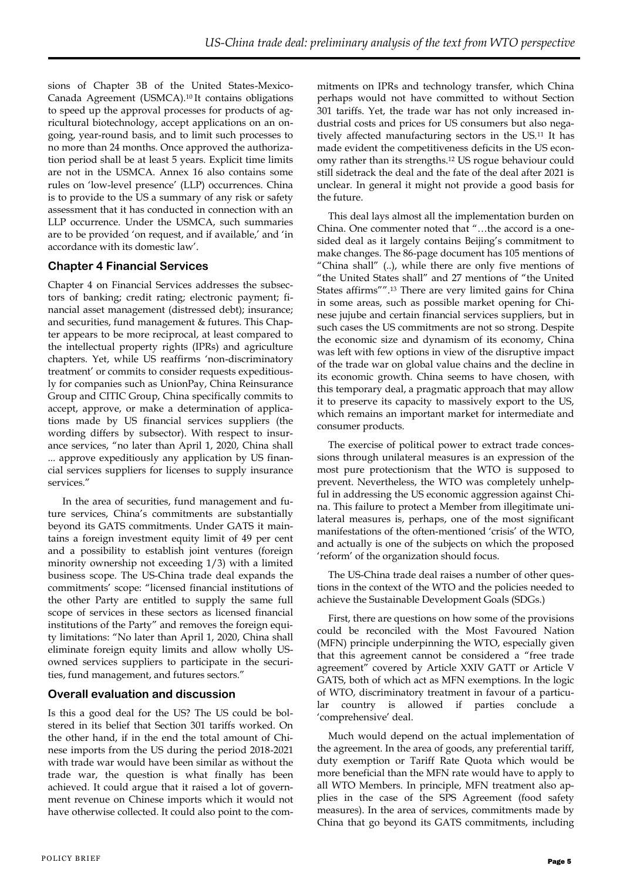sions of Chapter 3B of the United States-Mexico-Canada Agreement (USMCA).[10] It contains obligations to speed up the approval processes for products of agricultural biotechnology, accept applications on an ongoing, year-round basis, and to limit such processes to no more than 24 months. Once approved the authorization period shall be at least 5 years. Explicit time limits are not in the USMCA. Annex 16 also contains some rules on 'low-level presence' (LLP) occurrences. China is to provide to the US a summary of any risk or safety assessment that it has conducted in connection with an LLP occurrence. Under the USMCA, such summaries are to be provided 'on request, and if available,' and 'in accordance with its domestic law'.

### Chapter 4 Financial Services

Chapter 4 on Financial Services addresses the subsectors of banking; credit rating; electronic payment; financial asset management (distressed debt); insurance; and securities, fund management & futures. This Chapter appears to be more reciprocal, at least compared to the intellectual property rights (IPRs) and agriculture chapters. Yet, while US reaffirms 'non-discriminatory treatment' or commits to consider requests expeditiously for companies such as UnionPay, China Reinsurance Group and CITIC Group, China specifically commits to accept, approve, or make a determination of applications made by US financial services suppliers (the wording differs by subsector). With respect to insurance services, "no later than April 1, 2020, China shall ... approve expeditiously any application by US financial services suppliers for licenses to supply insurance services."

In the area of securities, fund management and future services, China's commitments are substantially beyond its GATS commitments. Under GATS it maintains a foreign investment equity limit of 49 per cent and a possibility to establish joint ventures (foreign minority ownership not exceeding 1/3) with a limited business scope. The US-China trade deal expands the commitments' scope: "licensed financial institutions of the other Party are entitled to supply the same full scope of services in these sectors as licensed financial institutions of the Party" and removes the foreign equity limitations: "No later than April 1, 2020, China shall eliminate foreign equity limits and allow wholly US-owned services suppliers to participate in the securities, fund management, and futures sectors."

### Overall evaluation and discussion

Is this a good deal for the US? The US could be bolstered in its belief that Section 301 tariffs worked. On the other hand, if in the end the total amount of Chinese imports from the US during the period 2018-2021 with trade war would have been similar as without the trade war, the question is what finally has been achieved. It could argue that it raised a lot of government revenue on Chinese imports which it would not have otherwise collected. It could also point to the commitments on IPRs and technology transfer, which China perhaps would not have committed to without Section 301 tariffs. Yet, the trade war has not only increased industrial costs and prices for US consumers but also negatively affected manufacturing sectors in the US.[11] It has made evident the competitiveness deficits in the US economy rather than its strengths.[12] US rogue behaviour could still sidetrack the deal and the fate of the deal after 2021 is unclear. In general it might not provide a good basis for the future.

This deal lays almost all the implementation burden on China. One commenter noted that "…the accord is a one-sided deal as it largely contains Beijing's commitment to make changes. The 86-page document has 105 mentions of "China shall" (..), while there are only five mentions of "the United States shall" and 27 mentions of "the United States affirms"".[13] There are very limited gains for China in some areas, such as possible market opening for Chinese jujube and certain financial services suppliers, but in such cases the US commitments are not so strong. Despite the economic size and dynamism of its economy, China was left with few options in view of the disruptive impact of the trade war on global value chains and the decline in its economic growth. China seems to have chosen, with this temporary deal, a pragmatic approach that may allow it to preserve its capacity to massively export to the US, which remains an important market for intermediate and consumer products.

The exercise of political power to extract trade concessions through unilateral measures is an expression of the most pure protectionism that the WTO is supposed to prevent. Nevertheless, the WTO was completely unhelpful in addressing the US economic aggression against China. This failure to protect a Member from illegitimate unilateral measures is, perhaps, one of the most significant manifestations of the often-mentioned 'crisis' of the WTO, and actually is one of the subjects on which the proposed 'reform' of the organization should focus.

The US-China trade deal raises a number of other questions in the context of the WTO and the policies needed to achieve the Sustainable Development Goals (SDGs.)

First, there are questions on how some of the provisions could be reconciled with the Most Favoured Nation (MFN) principle underpinning the WTO, especially given that this agreement cannot be considered a "free trade agreement" covered by Article XXIV GATT or Article V GATS, both of which act as MFN exemptions. In the logic of WTO, discriminatory treatment in favour of a particular country is allowed if parties conclude a 'comprehensive' deal.

Much would depend on the actual implementation of the agreement. In the area of goods, any preferential tariff, duty exemption or Tariff Rate Quota which would be more beneficial than the MFN rate would have to apply to all WTO Members. In principle, MFN treatment also applies in the case of the SPS Agreement (food safety measures). In the area of services, commitments made by China that go beyond its GATS commitments, including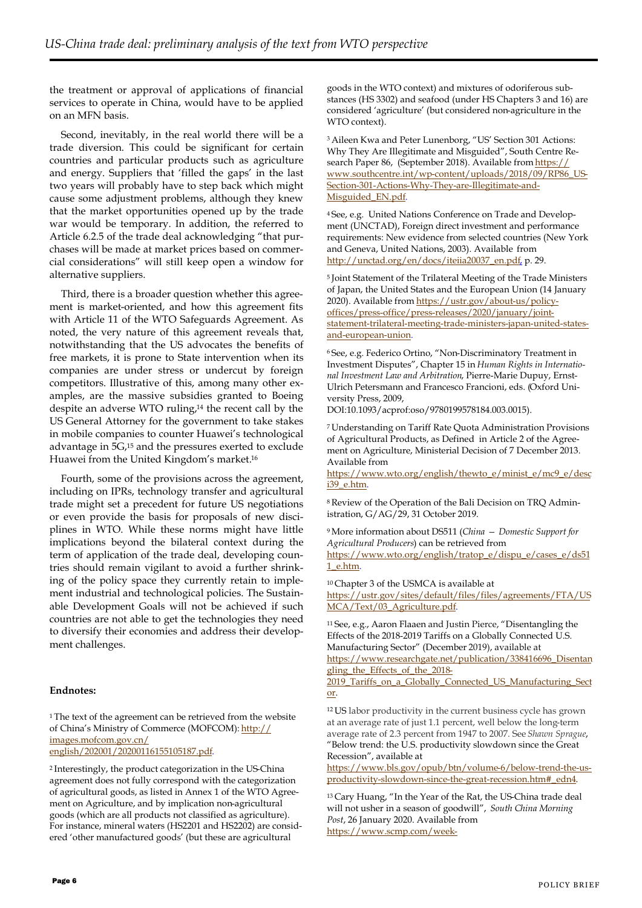the treatment or approval of applications of financial services to operate in China, would have to be applied on an MFN basis.

Second, inevitably, in the real world there will be a trade diversion. This could be significant for certain countries and particular products such as agriculture and energy. Suppliers that 'filled the gaps' in the last two years will probably have to step back which might cause some adjustment problems, although they knew that the market opportunities opened up by the trade war would be temporary. In addition, the referred to Article 6.2.5 of the trade deal acknowledging "that purchases will be made at market prices based on commercial considerations" will still keep open a window for alternative suppliers.

Third, there is a broader question whether this agreement is market-oriented, and how this agreement fits with Article 11 of the WTO Safeguards Agreement. As noted, the very nature of this agreement reveals that, notwithstanding that the US advocates the benefits of free markets, it is prone to State intervention when its companies are under stress or undercut by foreign competitors. Illustrative of this, among many other examples, are the massive subsidies granted to Boeing despite an adverse WTO ruling,[14] the recent call by the US General Attorney for the government to take stakes in mobile companies to counter Huawei's technological advantage in 5G,[15] and the pressures exerted to exclude Huawei from the United Kingdom's market.[16]

Fourth, some of the provisions across the agreement, including on IPRs, technology transfer and agricultural trade might set a precedent for future US negotiations or even provide the basis for proposals of new disciplines in WTO. While these norms might have little implications beyond the bilateral context during the term of application of the trade deal, developing countries should remain vigilant to avoid a further shrinking of the policy space they currently retain to implement industrial and technological policies. The Sustainable Development Goals will not be achieved if such countries are not able to get the technologies they need to diversify their economies and address their development challenges.

**Endnotes:**

[1] The text of the agreement can be retrieved from the website of China's Ministry of Commerce (MOFCOM): http://images.mofcom.gov.cn/english/202001/20200116155105187.pdf.

[2] Interestingly, the product categorization in the US-China agreement does not fully correspond with the categorization of agricultural goods, as listed in Annex 1 of the WTO Agreement on Agriculture, and by implication non-agricultural goods (which are all products not classified as agriculture). For instance, mineral waters (HS2201 and HS2202) are considered 'other manufactured goods' (but these are agricultural goods in the WTO context) and mixtures of odoriferous substances (HS 3302) and seafood (under HS Chapters 3 and 16) are considered 'agriculture' (but considered non-agriculture in the WTO context).

[3] Aileen Kwa and Peter Lunenborg, "US' Section 301 Actions: Why They Are Illegitimate and Misguided", South Centre Research Paper 86, (September 2018). Available from https://www.southcentre.int/wp-content/uploads/2018/09/RP86_US-Section-301-Actions-Why-They-are-Illegitimate-and-Misguided_EN.pdf.

[4] See, e.g. United Nations Conference on Trade and Development (UNCTAD), Foreign direct investment and performance requirements: New evidence from selected countries (New York and Geneva, United Nations, 2003). Available from http://unctad.org/en/docs/iteiia20037_en.pdf, p. 29.

[5] Joint Statement of the Trilateral Meeting of the Trade Ministers of Japan, the United States and the European Union (14 January 2020). Available from https://ustr.gov/about-us/policy-offices/press-office/press-releases/2020/january/joint-statement-trilateral-meeting-trade-ministers-japan-united-states-and-european-union.

[6] See, e.g. Federico Ortino, "Non-Discriminatory Treatment in Investment Disputes", Chapter 15 in *Human Rights in International Investment Law and Arbitration*, Pierre-Marie Dupuy, Ernst-Ulrich Petersmann and Francesco Francioni, eds. (Oxford University Press, 2009, DOI:10.1093/acprof:oso/9780199578184.003.0015).

[7] Understanding on Tariff Rate Quota Administration Provisions of Agricultural Products, as Defined in Article 2 of the Agreement on Agriculture, Ministerial Decision of 7 December 2013. Available from https://www.wto.org/english/thewto_e/minist_e/mc9_e/desci39_e.htm.

[8] Review of the Operation of the Bali Decision on TRQ Administration, G/AG/29, 31 October 2019.

[9] More information about DS511 (*China — Domestic Support for Agricultural Producers*) can be retrieved from https://www.wto.org/english/tratop_e/dispu_e/cases_e/ds511_e.htm.

[10] Chapter 3 of the USMCA is available at https://ustr.gov/sites/default/files/files/agreements/FTA/USMCA/Text/03_Agriculture.pdf.

[11] See, e.g., Aaron Flaaen and Justin Pierce, "Disentangling the Effects of the 2018-2019 Tariffs on a Globally Connected U.S. Manufacturing Sector" (December 2019), available at https://www.researchgate.net/publication/338416696_Disentangling_the_Effects_of_the_2018-2019_Tariffs_on_a_Globally_Connected_US_Manufacturing_Sector.

[12] US labor productivity in the current business cycle has grown at an average rate of just 1.1 percent, well below the long-term average rate of 2.3 percent from 1947 to 2007. See *Shawn Sprague*, "Below trend: the U.S. productivity slowdown since the Great Recession", available at https://www.bls.gov/opub/btn/volume-6/below-trend-the-us-productivity-slowdown-since-the-great-recession.htm#_edn4.

[13] Cary Huang, "In the Year of the Rat, the US-China trade deal will not usher in a season of goodwill", *South China Morning Post*, 26 January 2020. Available from https://www.scmp.com/week-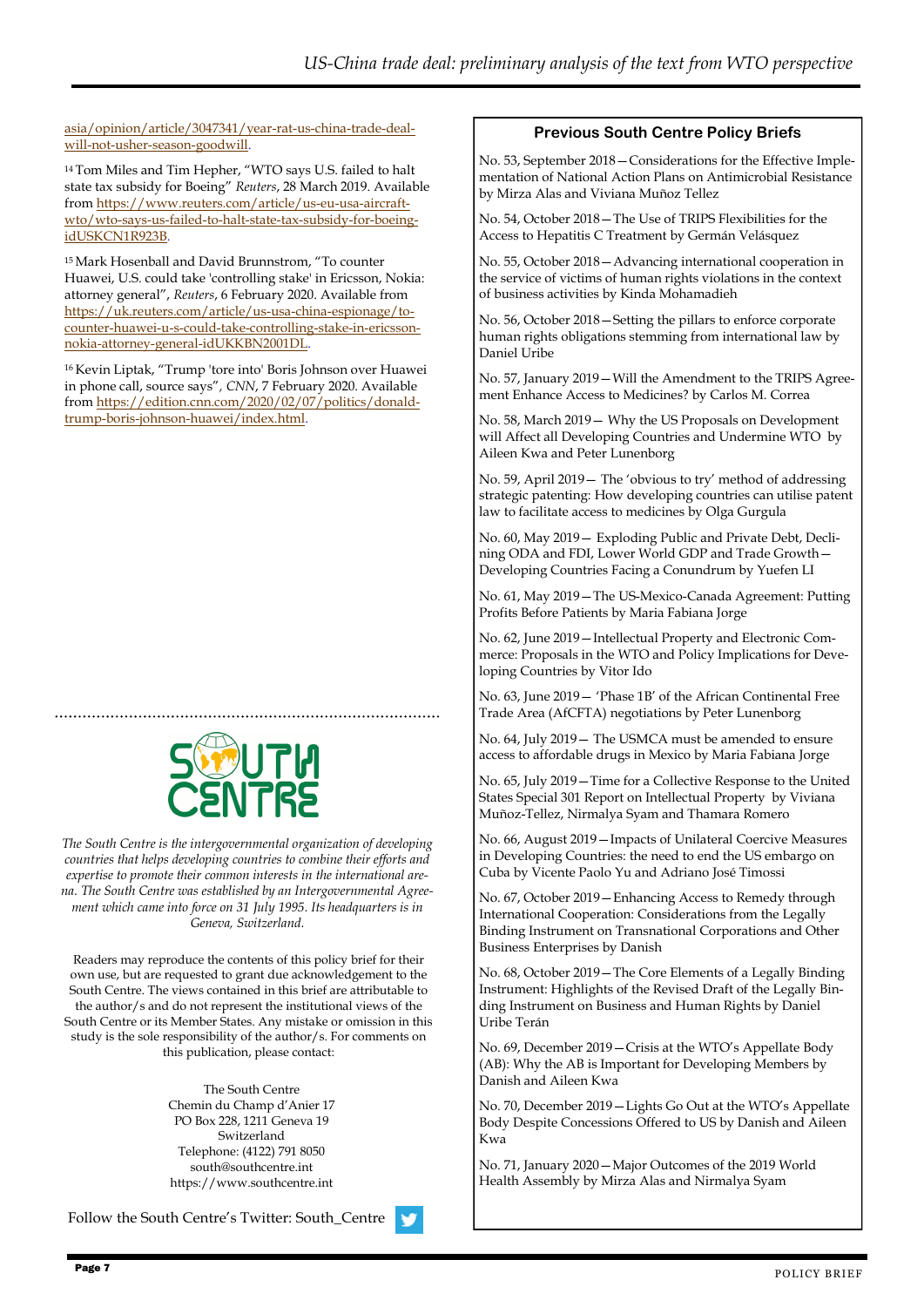asia/opinion/article/3047341/year-rat-us-china-trade-deal-will-not-usher-season-goodwill.

[14] Tom Miles and Tim Hepher, "WTO says U.S. failed to halt state tax subsidy for Boeing" *Reuters*, 28 March 2019. Available from https://www.reuters.com/article/us-eu-usa-aircraft-wto/wto-says-us-failed-to-halt-state-tax-subsidy-for-boeing-idUSKCN1R923B.

[15] Mark Hosenball and David Brunnstrom, "To counter Huawei, U.S. could take 'controlling stake' in Ericsson, Nokia: attorney general", *Reuters*, 6 February 2020. Available from https://uk.reuters.com/article/us-usa-china-espionage/to-counter-huawei-u-s-could-take-controlling-stake-in-ericsson-nokia-attorney-general-idUKKBN2001DL.

[16] Kevin Liptak, "Trump 'tore into' Boris Johnson over Huawei in phone call, source says", *CNN*, 7 February 2020. Available from https://edition.cnn.com/2020/02/07/politics/donald-trump-boris-johnson-huawei/index.html.

SOUTH CENTRE

*The South Centre is the intergovernmental organization of developing countries that helps developing countries to combine their efforts and expertise to promote their common interests in the international arena. The South Centre was established by an Intergovernmental Agreement which came into force on 31 July 1995. Its headquarters is in Geneva, Switzerland.*

Readers may reproduce the contents of this policy brief for their own use, but are requested to grant due acknowledgement to the South Centre. The views contained in this brief are attributable to the author/s and do not represent the institutional views of the South Centre or its Member States. Any mistake or omission in this study is the sole responsibility of the author/s. For comments on this publication, please contact:

The South Centre
Chemin du Champ d'Anier 17
PO Box 228, 1211 Geneva 19
Switzerland
Telephone: (4122) 791 8050
south@southcentre.int
https://www.southcentre.int

Follow the South Centre's Twitter: South_Centre

## Previous South Centre Policy Briefs

No. 53, September 2018—Considerations for the Effective Implementation of National Action Plans on Antimicrobial Resistance by Mirza Alas and Viviana Muñoz Tellez

No. 54, October 2018—The Use of TRIPS Flexibilities for the Access to Hepatitis C Treatment by Germán Velásquez

No. 55, October 2018—Advancing international cooperation in the service of victims of human rights violations in the context of business activities by Kinda Mohamadieh

No. 56, October 2018—Setting the pillars to enforce corporate human rights obligations stemming from international law by Daniel Uribe

No. 57, January 2019—Will the Amendment to the TRIPS Agreement Enhance Access to Medicines? by Carlos M. Correa

No. 58, March 2019— Why the US Proposals on Development will Affect all Developing Countries and Undermine WTO by Aileen Kwa and Peter Lunenborg

No. 59, April 2019— The 'obvious to try' method of addressing strategic patenting: How developing countries can utilise patent law to facilitate access to medicines by Olga Gurgula

No. 60, May 2019— Exploding Public and Private Debt, Declining ODA and FDI, Lower World GDP and Trade Growth—Developing Countries Facing a Conundrum by Yuefen LI

No. 61, May 2019—The US-Mexico-Canada Agreement: Putting Profits Before Patients by Maria Fabiana Jorge

No. 62, June 2019—Intellectual Property and Electronic Commerce: Proposals in the WTO and Policy Implications for Developing Countries by Vitor Ido

No. 63, June 2019— 'Phase 1B' of the African Continental Free Trade Area (AfCFTA) negotiations by Peter Lunenborg

No. 64, July 2019— The USMCA must be amended to ensure access to affordable drugs in Mexico by Maria Fabiana Jorge

No. 65, July 2019—Time for a Collective Response to the United States Special 301 Report on Intellectual Property by Viviana Muñoz-Tellez, Nirmalya Syam and Thamara Romero

No. 66, August 2019—Impacts of Unilateral Coercive Measures in Developing Countries: the need to end the US embargo on Cuba by Vicente Paolo Yu and Adriano José Timossi

No. 67, October 2019—Enhancing Access to Remedy through International Cooperation: Considerations from the Legally Binding Instrument on Transnational Corporations and Other Business Enterprises by Danish

No. 68, October 2019—The Core Elements of a Legally Binding Instrument: Highlights of the Revised Draft of the Legally Binding Instrument on Business and Human Rights by Daniel Uribe Terán

No. 69, December 2019—Crisis at the WTO's Appellate Body (AB): Why the AB is Important for Developing Members by Danish and Aileen Kwa

No. 70, December 2019—Lights Go Out at the WTO's Appellate Body Despite Concessions Offered to US by Danish and Aileen Kwa

No. 71, January 2020—Major Outcomes of the 2019 World Health Assembly by Mirza Alas and Nirmalya Syam